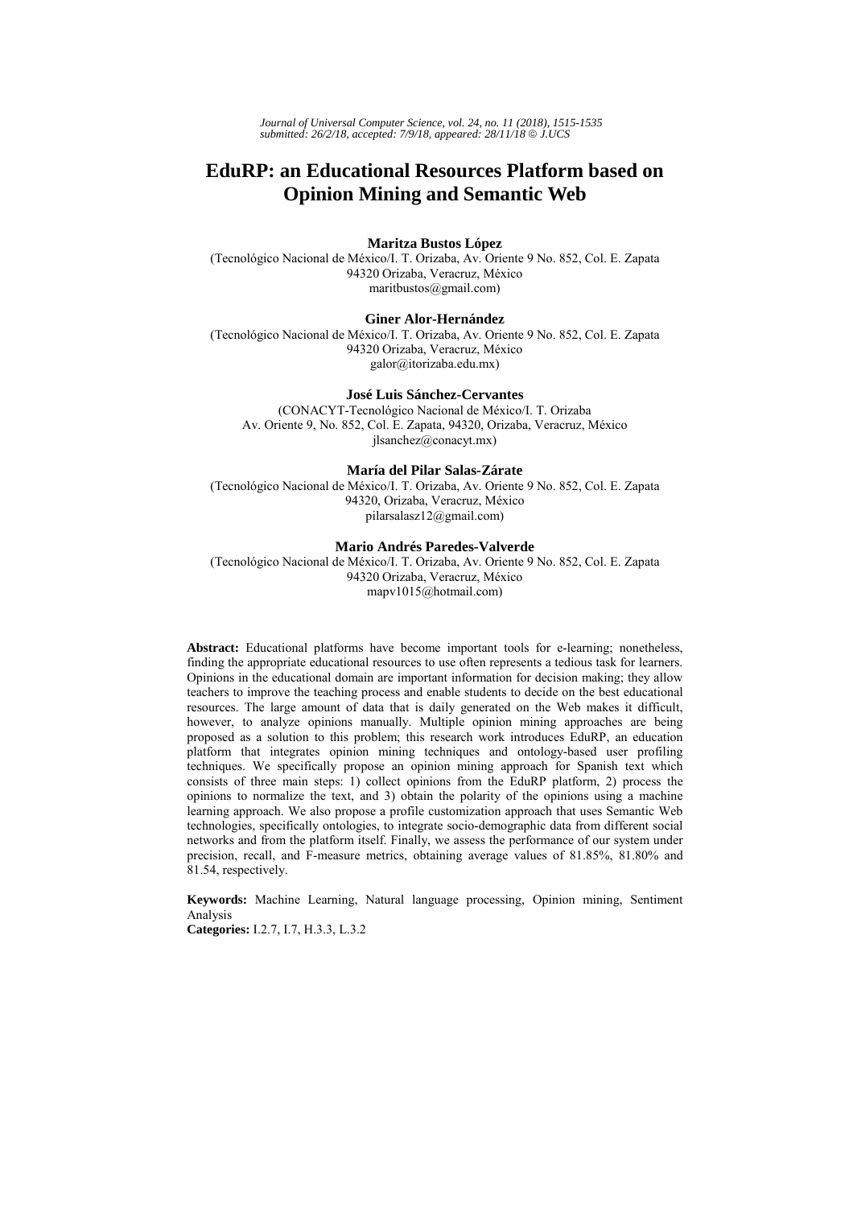# EduRP: an Educational Resources Platform based on Opinion Mining and Semantic Web

**Maritza Bustos López**

(Tecnológico Nacional de México/I. T. Orizaba, Av. Oriente 9 No. 852, Col. E. Zapata 94320 Orizaba, Veracruz, México maritbustos@gmail.com)

**Giner Alor-Hernández**

(Tecnológico Nacional de México/I. T. Orizaba, Av. Oriente 9 No. 852, Col. E. Zapata 94320 Orizaba, Veracruz, México galor@itorizaba.edu.mx)

**José Luis Sánchez-Cervantes**

(CONACYT-Tecnológico Nacional de México/I. T. Orizaba Av. Oriente 9, No. 852, Col. E. Zapata, 94320, Orizaba, Veracruz, México jlsanchez@conacyt.mx)

**María del Pilar Salas-Zárate**

(Tecnológico Nacional de México/I. T. Orizaba, Av. Oriente 9 No. 852, Col. E. Zapata 94320, Orizaba, Veracruz, México pilarsalasz12@gmail.com)

**Mario Andrés Paredes-Valverde**

(Tecnológico Nacional de México/I. T. Orizaba, Av. Oriente 9 No. 852, Col. E. Zapata 94320 Orizaba, Veracruz, México mapv1015@hotmail.com)

**Abstract:** Educational platforms have become important tools for e-learning; nonetheless, finding the appropriate educational resources to use often represents a tedious task for learners. Opinions in the educational domain are important information for decision making; they allow teachers to improve the teaching process and enable students to decide on the best educational resources. The large amount of data that is daily generated on the Web makes it difficult, however, to analyze opinions manually. Multiple opinion mining approaches are being proposed as a solution to this problem; this research work introduces EduRP, an education platform that integrates opinion mining techniques and ontology-based user profiling techniques. We specifically propose an opinion mining approach for Spanish text which consists of three main steps: 1) collect opinions from the EduRP platform, 2) process the opinions to normalize the text, and 3) obtain the polarity of the opinions using a machine learning approach. We also propose a profile customization approach that uses Semantic Web technologies, specifically ontologies, to integrate socio-demographic data from different social networks and from the platform itself. Finally, we assess the performance of our system under precision, recall, and F-measure metrics, obtaining average values of 81.85%, 81.80% and 81.54, respectively.

**Keywords:** Machine Learning, Natural language processing, Opinion mining, Sentiment Analysis

**Categories:** I.2.7, I.7, H.3.3, L.3.2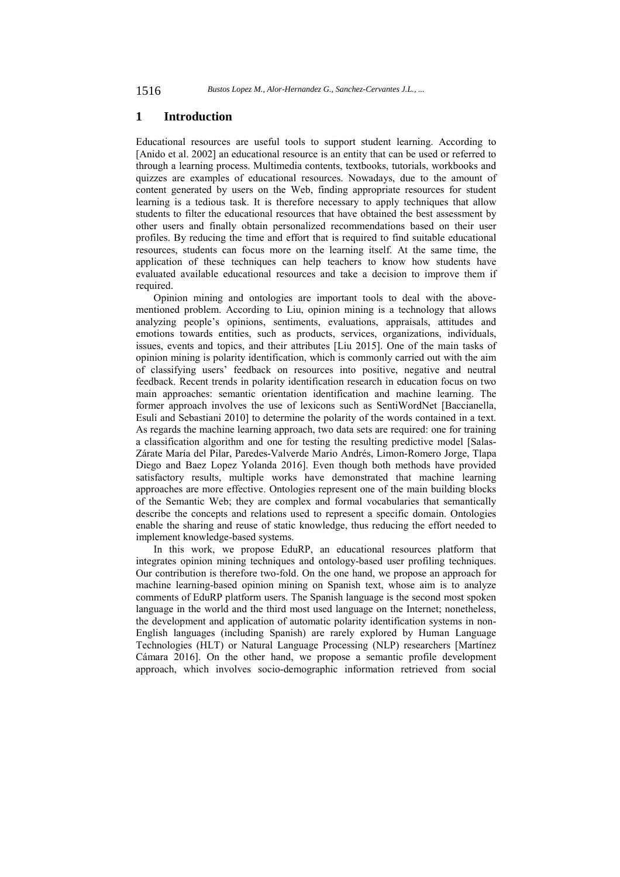## 1 Introduction

Educational resources are useful tools to support student learning. According to [Anido et al. 2002] an educational resource is an entity that can be used or referred to through a learning process. Multimedia contents, textbooks, tutorials, workbooks and quizzes are examples of educational resources. Nowadays, due to the amount of content generated by users on the Web, finding appropriate resources for student learning is a tedious task. It is therefore necessary to apply techniques that allow students to filter the educational resources that have obtained the best assessment by other users and finally obtain personalized recommendations based on their user profiles. By reducing the time and effort that is required to find suitable educational resources, students can focus more on the learning itself. At the same time, the application of these techniques can help teachers to know how students have evaluated available educational resources and take a decision to improve them if required.

Opinion mining and ontologies are important tools to deal with the above-mentioned problem. According to Liu, opinion mining is a technology that allows analyzing people's opinions, sentiments, evaluations, appraisals, attitudes and emotions towards entities, such as products, services, organizations, individuals, issues, events and topics, and their attributes [Liu 2015]. One of the main tasks of opinion mining is polarity identification, which is commonly carried out with the aim of classifying users' feedback on resources into positive, negative and neutral feedback. Recent trends in polarity identification research in education focus on two main approaches: semantic orientation identification and machine learning. The former approach involves the use of lexicons such as SentiWordNet [Baccianella, Esuli and Sebastiani 2010] to determine the polarity of the words contained in a text. As regards the machine learning approach, two data sets are required: one for training a classification algorithm and one for testing the resulting predictive model [Salas-Zárate María del Pilar, Paredes-Valverde Mario Andrés, Limon-Romero Jorge, Tlapa Diego and Baez Lopez Yolanda 2016]. Even though both methods have provided satisfactory results, multiple works have demonstrated that machine learning approaches are more effective. Ontologies represent one of the main building blocks of the Semantic Web; they are complex and formal vocabularies that semantically describe the concepts and relations used to represent a specific domain. Ontologies enable the sharing and reuse of static knowledge, thus reducing the effort needed to implement knowledge-based systems.

In this work, we propose EduRP, an educational resources platform that integrates opinion mining techniques and ontology-based user profiling techniques. Our contribution is therefore two-fold. On the one hand, we propose an approach for machine learning-based opinion mining on Spanish text, whose aim is to analyze comments of EduRP platform users. The Spanish language is the second most spoken language in the world and the third most used language on the Internet; nonetheless, the development and application of automatic polarity identification systems in non-English languages (including Spanish) are rarely explored by Human Language Technologies (HLT) or Natural Language Processing (NLP) researchers [Martínez Cámara 2016]. On the other hand, we propose a semantic profile development approach, which involves socio-demographic information retrieved from social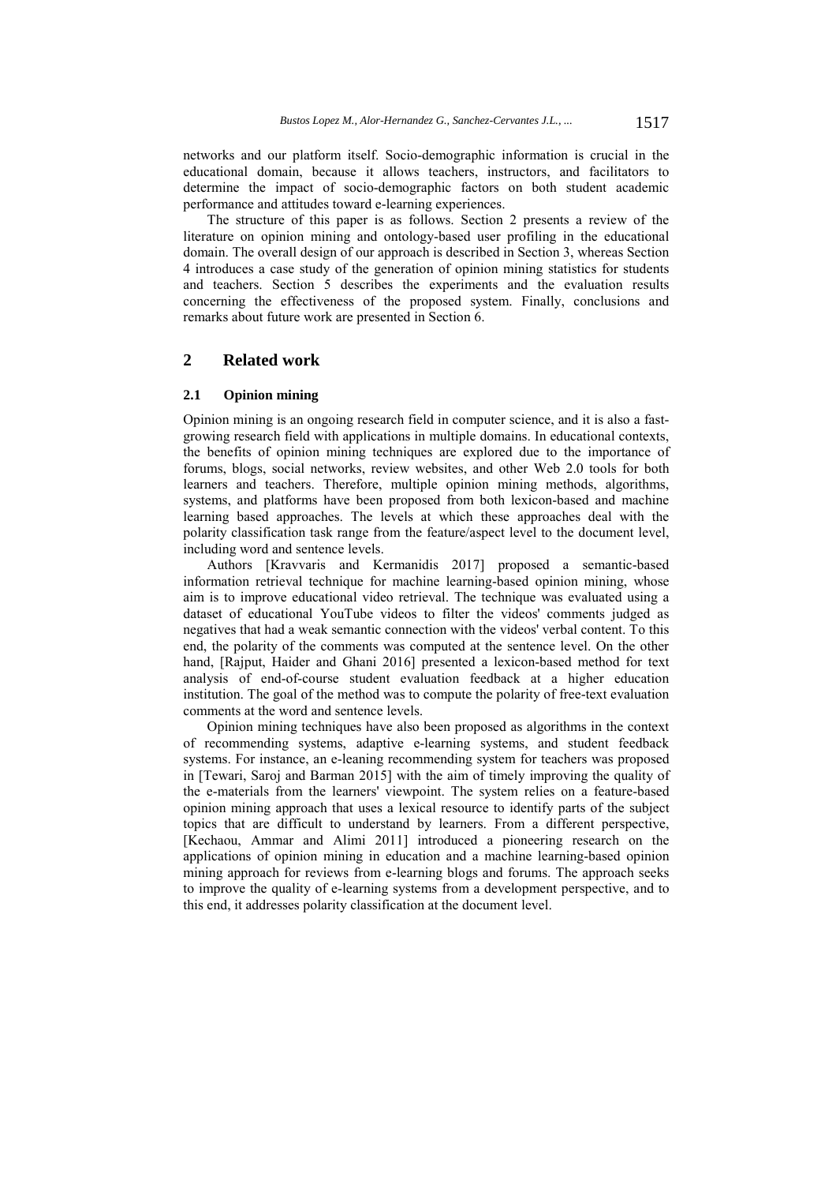networks and our platform itself. Socio-demographic information is crucial in the educational domain, because it allows teachers, instructors, and facilitators to determine the impact of socio-demographic factors on both student academic performance and attitudes toward e-learning experiences.

The structure of this paper is as follows. Section 2 presents a review of the literature on opinion mining and ontology-based user profiling in the educational domain. The overall design of our approach is described in Section 3, whereas Section 4 introduces a case study of the generation of opinion mining statistics for students and teachers. Section 5 describes the experiments and the evaluation results concerning the effectiveness of the proposed system. Finally, conclusions and remarks about future work are presented in Section 6.

## 2 Related work

### 2.1 Opinion mining

Opinion mining is an ongoing research field in computer science, and it is also a fast-growing research field with applications in multiple domains. In educational contexts, the benefits of opinion mining techniques are explored due to the importance of forums, blogs, social networks, review websites, and other Web 2.0 tools for both learners and teachers. Therefore, multiple opinion mining methods, algorithms, systems, and platforms have been proposed from both lexicon-based and machine learning based approaches. The levels at which these approaches deal with the polarity classification task range from the feature/aspect level to the document level, including word and sentence levels.

Authors [Kravvaris and Kermanidis 2017] proposed a semantic-based information retrieval technique for machine learning-based opinion mining, whose aim is to improve educational video retrieval. The technique was evaluated using a dataset of educational YouTube videos to filter the videos' comments judged as negatives that had a weak semantic connection with the videos' verbal content. To this end, the polarity of the comments was computed at the sentence level. On the other hand, [Rajput, Haider and Ghani 2016] presented a lexicon-based method for text analysis of end-of-course student evaluation feedback at a higher education institution. The goal of the method was to compute the polarity of free-text evaluation comments at the word and sentence levels.

Opinion mining techniques have also been proposed as algorithms in the context of recommending systems, adaptive e-learning systems, and student feedback systems. For instance, an e-leaning recommending system for teachers was proposed in [Tewari, Saroj and Barman 2015] with the aim of timely improving the quality of the e-materials from the learners' viewpoint. The system relies on a feature-based opinion mining approach that uses a lexical resource to identify parts of the subject topics that are difficult to understand by learners. From a different perspective, [Kechaou, Ammar and Alimi 2011] introduced a pioneering research on the applications of opinion mining in education and a machine learning-based opinion mining approach for reviews from e-learning blogs and forums. The approach seeks to improve the quality of e-learning systems from a development perspective, and to this end, it addresses polarity classification at the document level.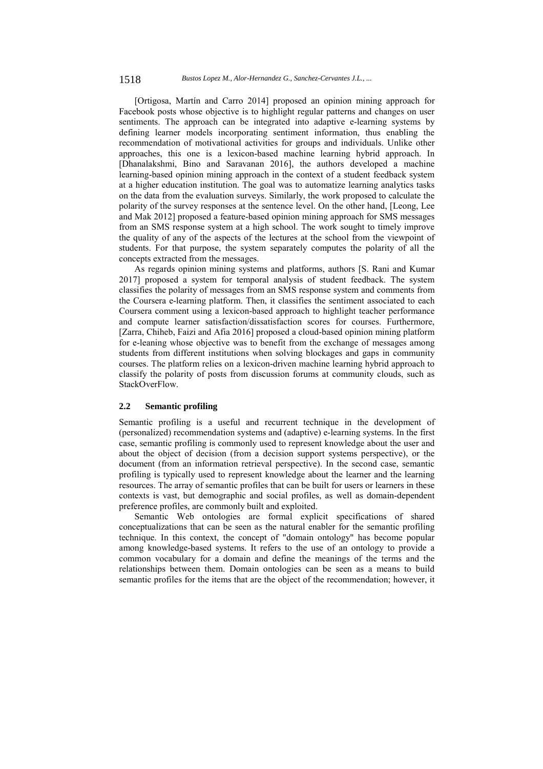[Ortigosa, Martín and Carro 2014] proposed an opinion mining approach for Facebook posts whose objective is to highlight regular patterns and changes on user sentiments. The approach can be integrated into adaptive e-learning systems by defining learner models incorporating sentiment information, thus enabling the recommendation of motivational activities for groups and individuals. Unlike other approaches, this one is a lexicon-based machine learning hybrid approach. In [Dhanalakshmi, Bino and Saravanan 2016], the authors developed a machine learning-based opinion mining approach in the context of a student feedback system at a higher education institution. The goal was to automatize learning analytics tasks on the data from the evaluation surveys. Similarly, the work proposed to calculate the polarity of the survey responses at the sentence level. On the other hand, [Leong, Lee and Mak 2012] proposed a feature-based opinion mining approach for SMS messages from an SMS response system at a high school. The work sought to timely improve the quality of any of the aspects of the lectures at the school from the viewpoint of students. For that purpose, the system separately computes the polarity of all the concepts extracted from the messages.

As regards opinion mining systems and platforms, authors [S. Rani and Kumar 2017] proposed a system for temporal analysis of student feedback. The system classifies the polarity of messages from an SMS response system and comments from the Coursera e-learning platform. Then, it classifies the sentiment associated to each Coursera comment using a lexicon-based approach to highlight teacher performance and compute learner satisfaction/dissatisfaction scores for courses. Furthermore, [Zarra, Chiheb, Faizi and Afia 2016] proposed a cloud-based opinion mining platform for e-leaning whose objective was to benefit from the exchange of messages among students from different institutions when solving blockages and gaps in community courses. The platform relies on a lexicon-driven machine learning hybrid approach to classify the polarity of posts from discussion forums at community clouds, such as StackOverFlow.

### 2.2 Semantic profiling

Semantic profiling is a useful and recurrent technique in the development of (personalized) recommendation systems and (adaptive) e-learning systems. In the first case, semantic profiling is commonly used to represent knowledge about the user and about the object of decision (from a decision support systems perspective), or the document (from an information retrieval perspective). In the second case, semantic profiling is typically used to represent knowledge about the learner and the learning resources. The array of semantic profiles that can be built for users or learners in these contexts is vast, but demographic and social profiles, as well as domain-dependent preference profiles, are commonly built and exploited.

Semantic Web ontologies are formal explicit specifications of shared conceptualizations that can be seen as the natural enabler for the semantic profiling technique. In this context, the concept of "domain ontology" has become popular among knowledge-based systems. It refers to the use of an ontology to provide a common vocabulary for a domain and define the meanings of the terms and the relationships between them. Domain ontologies can be seen as a means to build semantic profiles for the items that are the object of the recommendation; however, it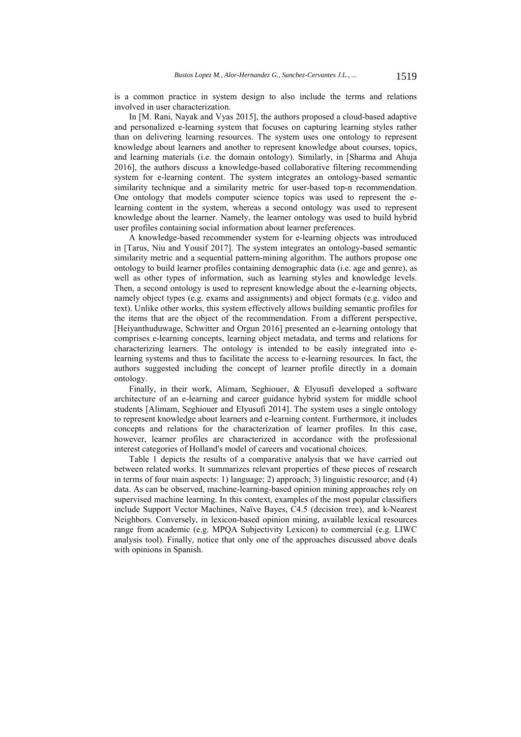is a common practice in system design to also include the terms and relations involved in user characterization.

In [M. Rani, Nayak and Vyas 2015], the authors proposed a cloud-based adaptive and personalized e-learning system that focuses on capturing learning styles rather than on delivering learning resources. The system uses one ontology to represent knowledge about learners and another to represent knowledge about courses, topics, and learning materials (i.e. the domain ontology). Similarly, in [Sharma and Ahuja 2016], the authors discuss a knowledge-based collaborative filtering recommending system for e-learning content. The system integrates an ontology-based semantic similarity technique and a similarity metric for user-based top-n recommendation. One ontology that models computer science topics was used to represent the e-learning content in the system, whereas a second ontology was used to represent knowledge about the learner. Namely, the learner ontology was used to build hybrid user profiles containing social information about learner preferences.

A knowledge-based recommender system for e-learning objects was introduced in [Tarus, Niu and Yousif 2017]. The system integrates an ontology-based semantic similarity metric and a sequential pattern-mining algorithm. The authors propose one ontology to build learner profiles containing demographic data (i.e. age and genre), as well as other types of information, such as learning styles and knowledge levels. Then, a second ontology is used to represent knowledge about the e-learning objects, namely object types (e.g. exams and assignments) and object formats (e.g. video and text). Unlike other works, this system effectively allows building semantic profiles for the items that are the object of the recommendation. From a different perspective, [Heiyanthuduwage, Schwitter and Orgun 2016] presented an e-learning ontology that comprises e-learning concepts, learning object metadata, and terms and relations for characterizing learners. The ontology is intended to be easily integrated into e-learning systems and thus to facilitate the access to e-learning resources. In fact, the authors suggested including the concept of learner profile directly in a domain ontology.

Finally, in their work, Alimam, Seghiouer, & Elyusufi developed a software architecture of an e-learning and career guidance hybrid system for middle school students [Alimam, Seghiouer and Elyusufi 2014]. The system uses a single ontology to represent knowledge about learners and e-learning content. Furthermore, it includes concepts and relations for the characterization of learner profiles. In this case, however, learner profiles are characterized in accordance with the professional interest categories of Holland's model of careers and vocational choices.

Table 1 depicts the results of a comparative analysis that we have carried out between related works. It summarizes relevant properties of these pieces of research in terms of four main aspects: 1) language; 2) approach; 3) linguistic resource; and (4) data. As can be observed, machine-learning-based opinion mining approaches rely on supervised machine learning. In this context, examples of the most popular classifiers include Support Vector Machines, Naïve Bayes, C4.5 (decision tree), and k-Nearest Neighbors. Conversely, in lexicon-based opinion mining, available lexical resources range from academic (e.g. MPQA Subjectivity Lexicon) to commercial (e.g. LIWC analysis tool). Finally, notice that only one of the approaches discussed above deals with opinions in Spanish.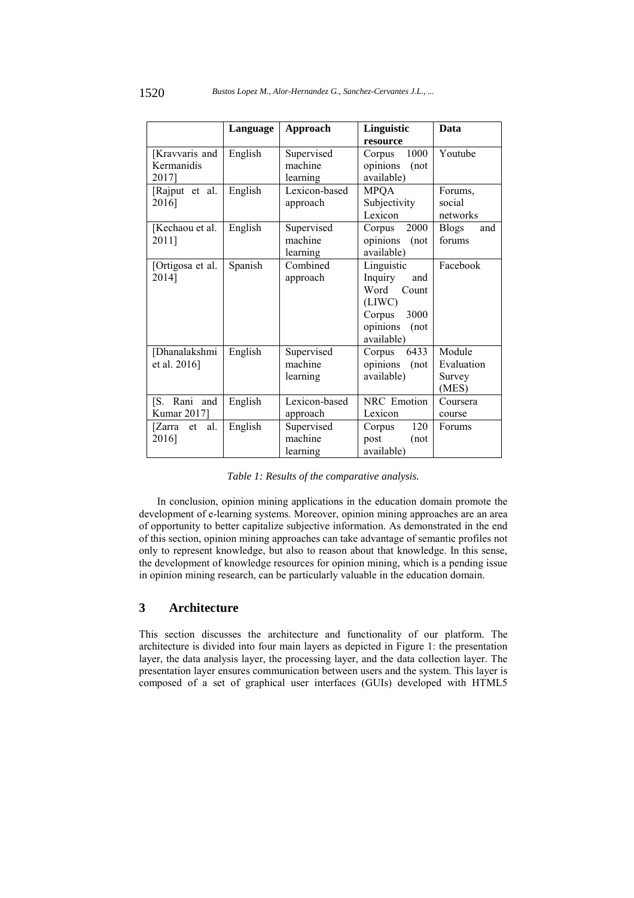| | Language | Approach | Linguistic resource | Data |
|---|---|---|---|---|
| [Kravvaris and Kermanidis 2017] | English | Supervised machine learning | Corpus 1000 opinions (not available) | Youtube |
| [Rajput et al. 2016] | English | Lexicon-based approach | MPQA Subjectivity Lexicon | Forums, social networks |
| [Kechaou et al. 2011] | English | Supervised machine learning | Corpus 2000 opinions (not available) | Blogs and forums |
| [Ortigosa et al. 2014] | Spanish | Combined approach | Linguistic Inquiry and Word Count (LIWC) Corpus 3000 opinions (not available) | Facebook |
| [Dhanalakshmi et al. 2016] | English | Supervised machine learning | Corpus 6433 opinions (not available) | Module Evaluation Survey (MES) |
| [S. Rani and Kumar 2017] | English | Lexicon-based approach | NRC Emotion Lexicon | Coursera course |
| [Zarra et al. 2016] | English | Supervised machine learning | Corpus 120 post (not available) | Forums |

*Table 1: Results of the comparative analysis.*

In conclusion, opinion mining applications in the education domain promote the development of e-learning systems. Moreover, opinion mining approaches are an area of opportunity to better capitalize subjective information. As demonstrated in the end of this section, opinion mining approaches can take advantage of semantic profiles not only to represent knowledge, but also to reason about that knowledge. In this sense, the development of knowledge resources for opinion mining, which is a pending issue in opinion mining research, can be particularly valuable in the education domain.

## 3 Architecture

This section discusses the architecture and functionality of our platform. The architecture is divided into four main layers as depicted in Figure 1: the presentation layer, the data analysis layer, the processing layer, and the data collection layer. The presentation layer ensures communication between users and the system. This layer is composed of a set of graphical user interfaces (GUIs) developed with HTML5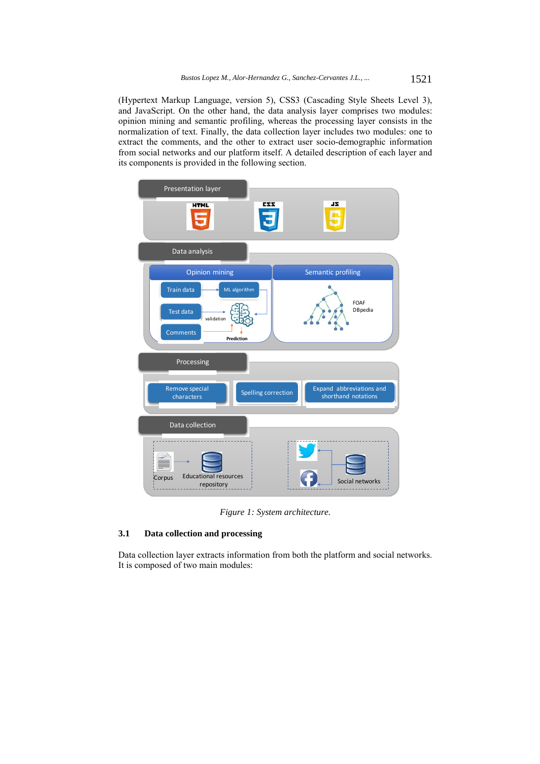(Hypertext Markup Language, version 5), CSS3 (Cascading Style Sheets Level 3), and JavaScript. On the other hand, the data analysis layer comprises two modules: opinion mining and semantic profiling, whereas the processing layer consists in the normalization of text. Finally, the data collection layer includes two modules: one to extract the comments, and the other to extract user socio-demographic information from social networks and our platform itself. A detailed description of each layer and its components is provided in the following section.

*Figure 1: System architecture.*

## 3.1 Data collection and processing

Data collection layer extracts information from both the platform and social networks. It is composed of two main modules: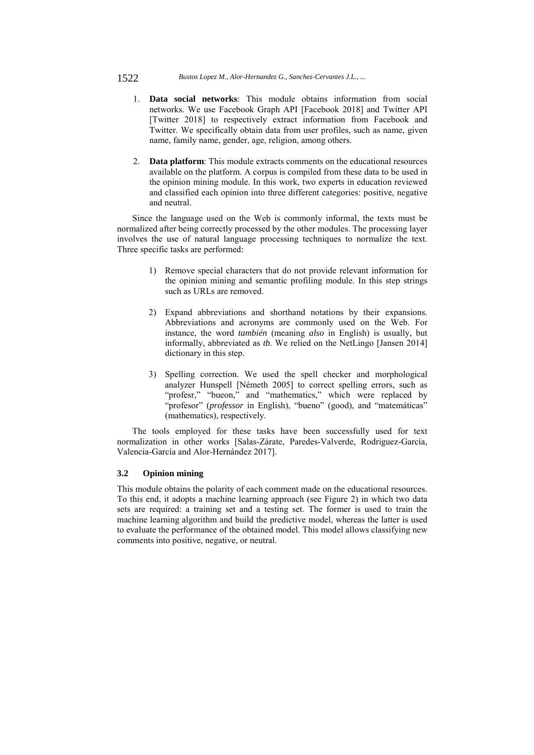1. **Data social networks**: This module obtains information from social networks. We use Facebook Graph API [Facebook 2018] and Twitter API [Twitter 2018] to respectively extract information from Facebook and Twitter. We specifically obtain data from user profiles, such as name, given name, family name, gender, age, religion, among others.

2. **Data platform**: This module extracts comments on the educational resources available on the platform. A corpus is compiled from these data to be used in the opinion mining module. In this work, two experts in education reviewed and classified each opinion into three different categories: positive, negative and neutral.

Since the language used on the Web is commonly informal, the texts must be normalized after being correctly processed by the other modules. The processing layer involves the use of natural language processing techniques to normalize the text. Three specific tasks are performed:

1) Remove special characters that do not provide relevant information for the opinion mining and semantic profiling module. In this step strings such as URLs are removed.

2) Expand abbreviations and shorthand notations by their expansions. Abbreviations and acronyms are commonly used on the Web. For instance, the word *también* (meaning *also* in English) is usually, but informally, abbreviated as *tb.* We relied on the NetLingo [Jansen 2014] dictionary in this step.

3) Spelling correction. We used the spell checker and morphological analyzer Hunspell [Németh 2005] to correct spelling errors, such as "profesr," "bueon," and "mathematics," which were replaced by "profesor" (*professor* in English), "bueno" (good), and "matemáticas" (mathematics), respectively.

The tools employed for these tasks have been successfully used for text normalization in other works [Salas-Zárate, Paredes-Valverde, Rodriguez-García, Valencia-García and Alor-Hernández 2017].

### 3.2 Opinion mining

This module obtains the polarity of each comment made on the educational resources. To this end, it adopts a machine learning approach (see Figure 2) in which two data sets are required: a training set and a testing set. The former is used to train the machine learning algorithm and build the predictive model, whereas the latter is used to evaluate the performance of the obtained model. This model allows classifying new comments into positive, negative, or neutral.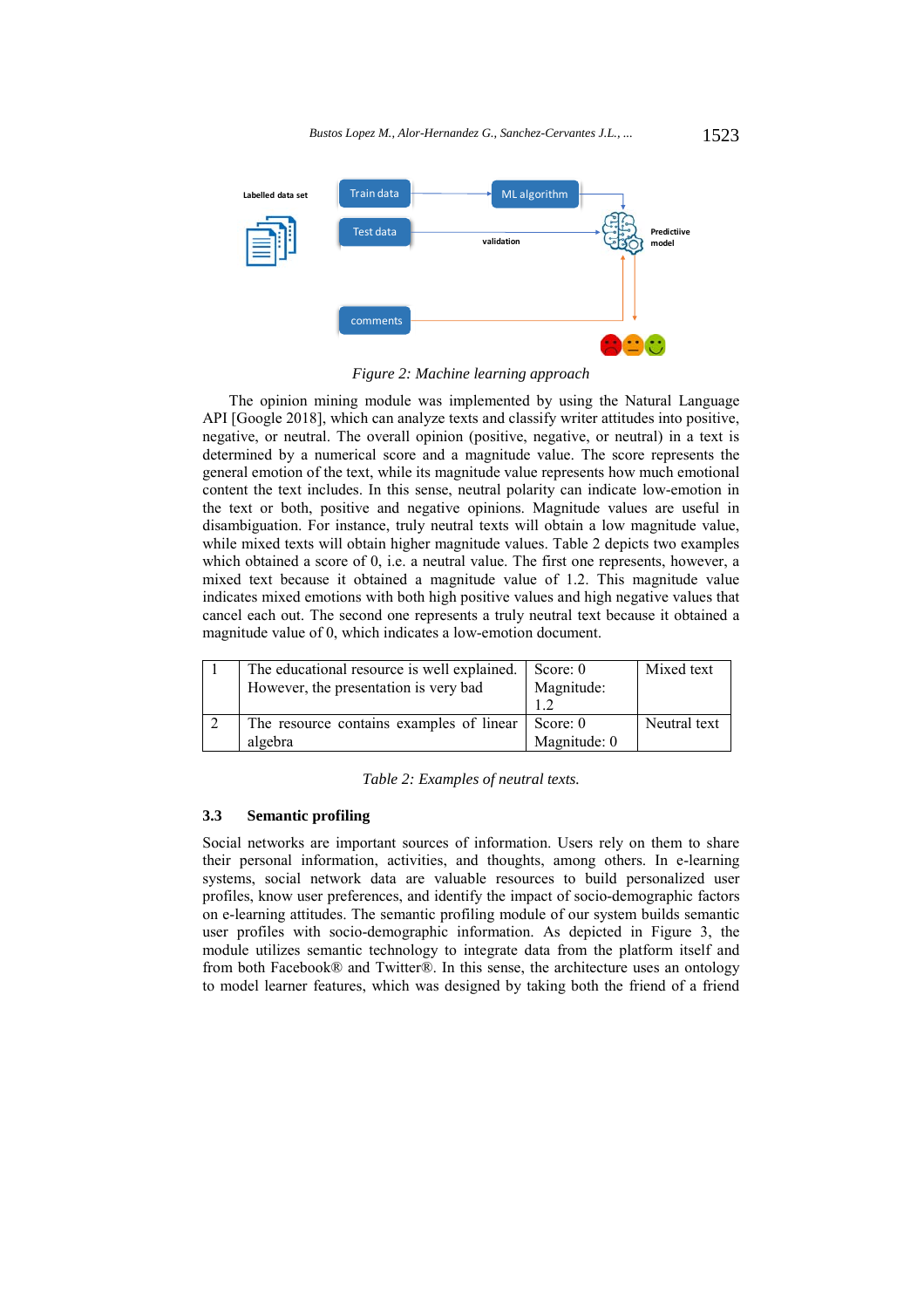*Figure 2: Machine learning approach*

The opinion mining module was implemented by using the Natural Language API [Google 2018], which can analyze texts and classify writer attitudes into positive, negative, or neutral. The overall opinion (positive, negative, or neutral) in a text is determined by a numerical score and a magnitude value. The score represents the general emotion of the text, while its magnitude value represents how much emotional content the text includes. In this sense, neutral polarity can indicate low-emotion in the text or both, positive and negative opinions. Magnitude values are useful in disambiguation. For instance, truly neutral texts will obtain a low magnitude value, while mixed texts will obtain higher magnitude values. Table 2 depicts two examples which obtained a score of 0, i.e. a neutral value. The first one represents, however, a mixed text because it obtained a magnitude value of 1.2. This magnitude value indicates mixed emotions with both high positive values and high negative values that cancel each out. The second one represents a truly neutral text because it obtained a magnitude value of 0, which indicates a low-emotion document.

| | | | |
|---|---|---|---|
| 1 | The educational resource is well explained. However, the presentation is very bad | Score: 0 Magnitude: 1.2 | Mixed text |
| 2 | The resource contains examples of linear algebra | Score: 0 Magnitude: 0 | Neutral text |

*Table 2: Examples of neutral texts.*

### 3.3 Semantic profiling

Social networks are important sources of information. Users rely on them to share their personal information, activities, and thoughts, among others. In e-learning systems, social network data are valuable resources to build personalized user profiles, know user preferences, and identify the impact of socio-demographic factors on e-learning attitudes. The semantic profiling module of our system builds semantic user profiles with socio-demographic information. As depicted in Figure 3, the module utilizes semantic technology to integrate data from the platform itself and from both Facebook® and Twitter®. In this sense, the architecture uses an ontology to model learner features, which was designed by taking both the friend of a friend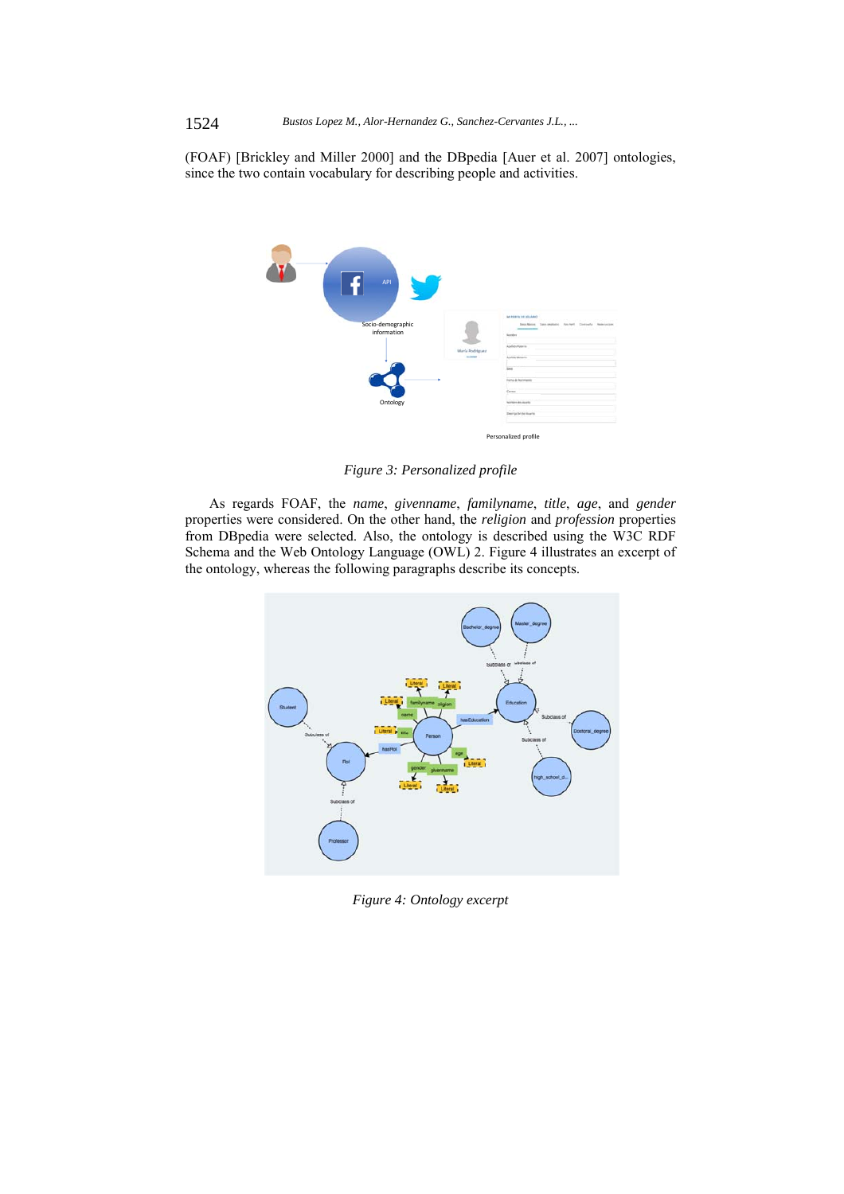(FOAF) [Brickley and Miller 2000] and the DBpedia [Auer et al. 2007] ontologies, since the two contain vocabulary for describing people and activities.

*Figure 3: Personalized profile*

As regards FOAF, the *name*, *givenname*, *familyname*, *title*, *age*, and *gender* properties were considered. On the other hand, the *religion* and *profession* properties from DBpedia were selected. Also, the ontology is described using the W3C RDF Schema and the Web Ontology Language (OWL) 2. Figure 4 illustrates an excerpt of the ontology, whereas the following paragraphs describe its concepts.

*Figure 4: Ontology excerpt*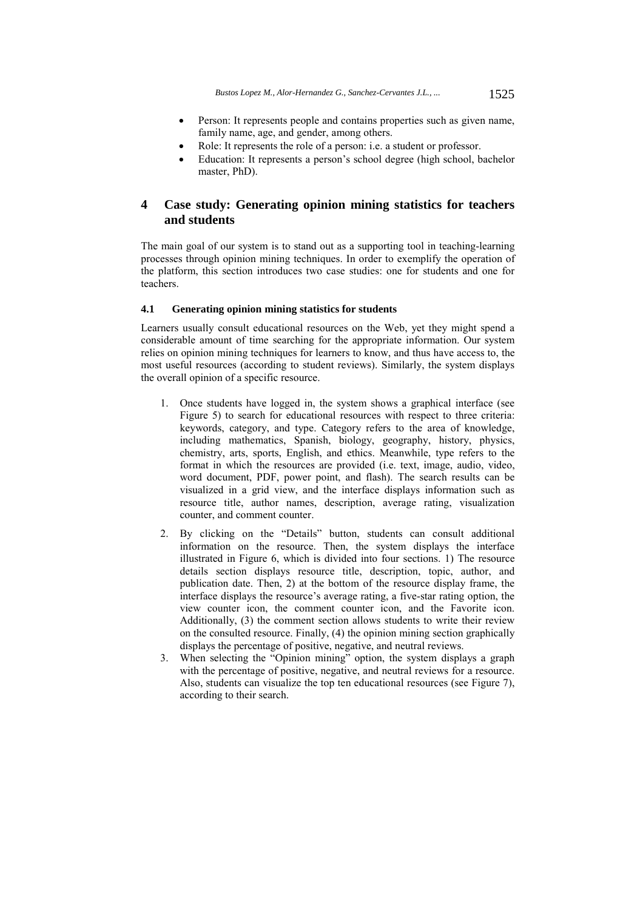- Person: It represents people and contains properties such as given name, family name, age, and gender, among others.
- Role: It represents the role of a person: i.e. a student or professor.
- Education: It represents a person's school degree (high school, bachelor master, PhD).

# 4 Case study: Generating opinion mining statistics for teachers and students

The main goal of our system is to stand out as a supporting tool in teaching-learning processes through opinion mining techniques. In order to exemplify the operation of the platform, this section introduces two case studies: one for students and one for teachers.

## 4.1 Generating opinion mining statistics for students

Learners usually consult educational resources on the Web, yet they might spend a considerable amount of time searching for the appropriate information. Our system relies on opinion mining techniques for learners to know, and thus have access to, the most useful resources (according to student reviews). Similarly, the system displays the overall opinion of a specific resource.

1. Once students have logged in, the system shows a graphical interface (see Figure 5) to search for educational resources with respect to three criteria: keywords, category, and type. Category refers to the area of knowledge, including mathematics, Spanish, biology, geography, history, physics, chemistry, arts, sports, English, and ethics. Meanwhile, type refers to the format in which the resources are provided (i.e. text, image, audio, video, word document, PDF, power point, and flash). The search results can be visualized in a grid view, and the interface displays information such as resource title, author names, description, average rating, visualization counter, and comment counter.
2. By clicking on the "Details" button, students can consult additional information on the resource. Then, the system displays the interface illustrated in Figure 6, which is divided into four sections. 1) The resource details section displays resource title, description, topic, author, and publication date. Then, 2) at the bottom of the resource display frame, the interface displays the resource's average rating, a five-star rating option, the view counter icon, the comment counter icon, and the Favorite icon. Additionally, (3) the comment section allows students to write their review on the consulted resource. Finally, (4) the opinion mining section graphically displays the percentage of positive, negative, and neutral reviews.
3. When selecting the "Opinion mining" option, the system displays a graph with the percentage of positive, negative, and neutral reviews for a resource. Also, students can visualize the top ten educational resources (see Figure 7), according to their search.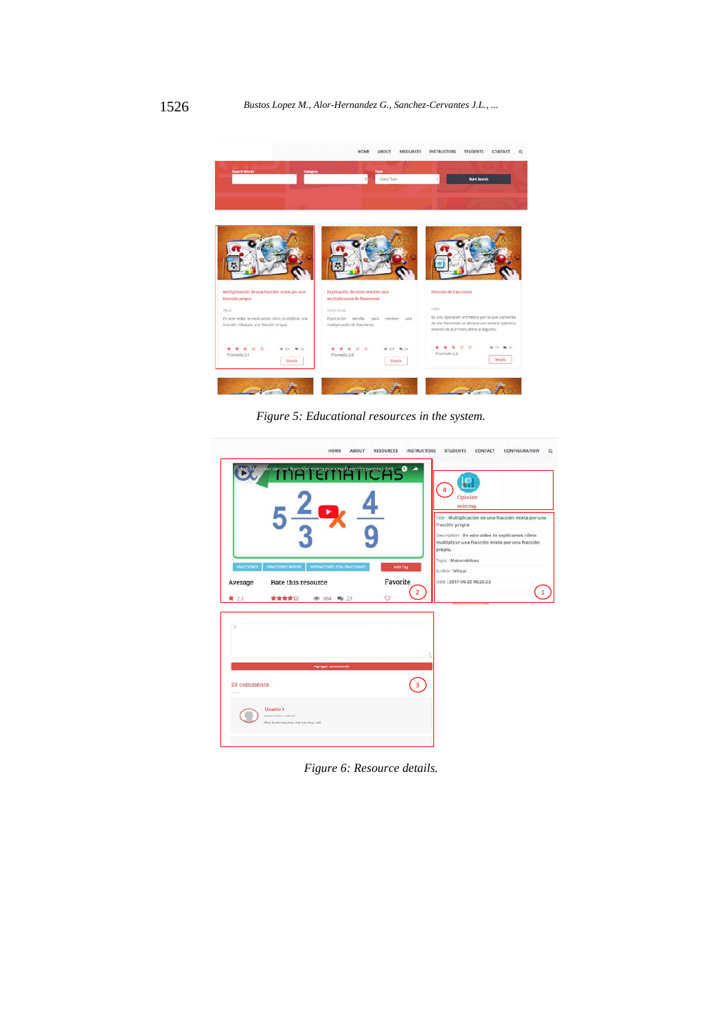*Figure 5: Educational resources in the system.*

*Figure 6: Resource details.*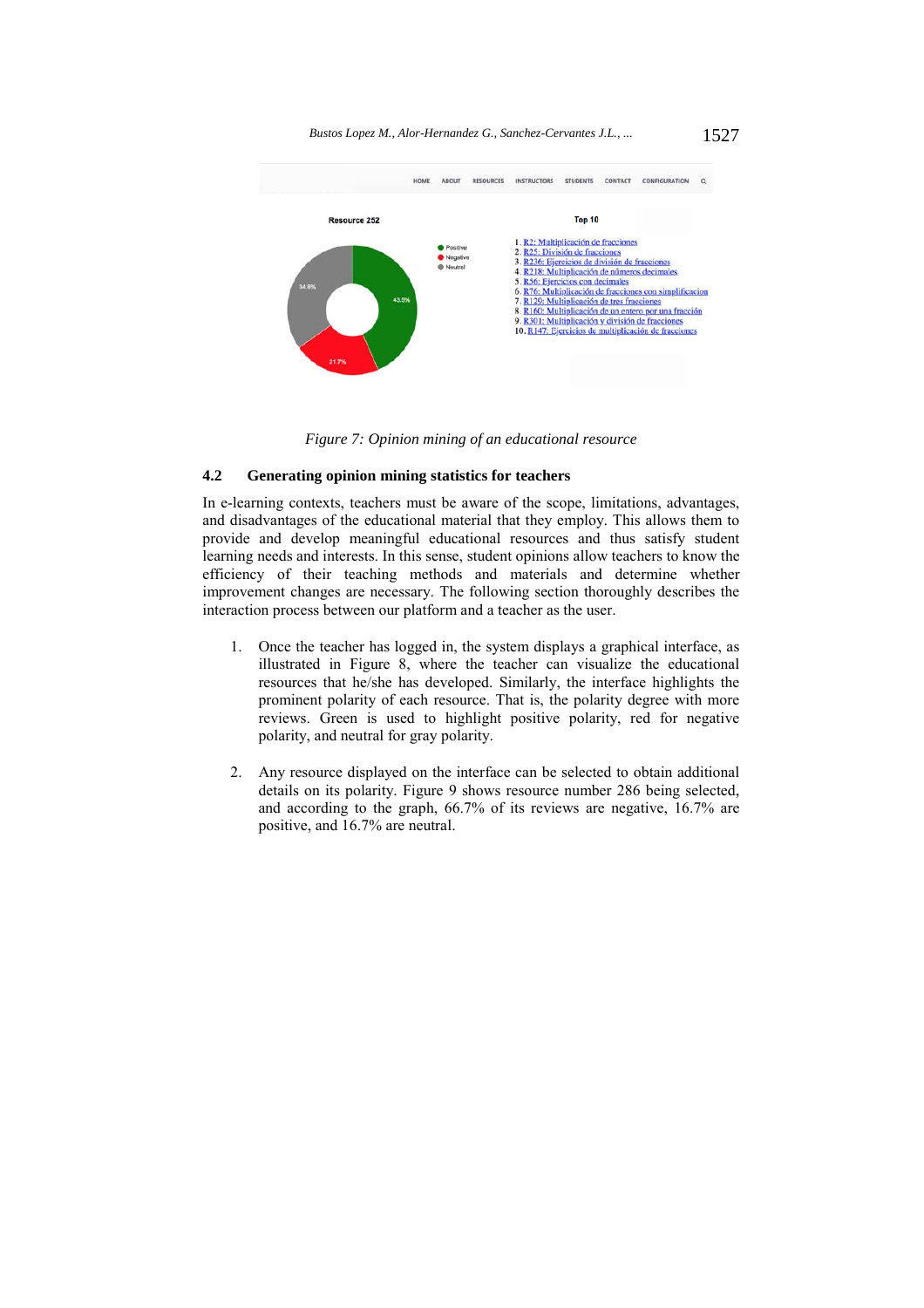*Figure 7: Opinion mining of an educational resource*

### 4.2 Generating opinion mining statistics for teachers

In e-learning contexts, teachers must be aware of the scope, limitations, advantages, and disadvantages of the educational material that they employ. This allows them to provide and develop meaningful educational resources and thus satisfy student learning needs and interests. In this sense, student opinions allow teachers to know the efficiency of their teaching methods and materials and determine whether improvement changes are necessary. The following section thoroughly describes the interaction process between our platform and a teacher as the user.

1. Once the teacher has logged in, the system displays a graphical interface, as illustrated in Figure 8, where the teacher can visualize the educational resources that he/she has developed. Similarly, the interface highlights the prominent polarity of each resource. That is, the polarity degree with more reviews. Green is used to highlight positive polarity, red for negative polarity, and neutral for gray polarity.

2. Any resource displayed on the interface can be selected to obtain additional details on its polarity. Figure 9 shows resource number 286 being selected, and according to the graph, 66.7% of its reviews are negative, 16.7% are positive, and 16.7% are neutral.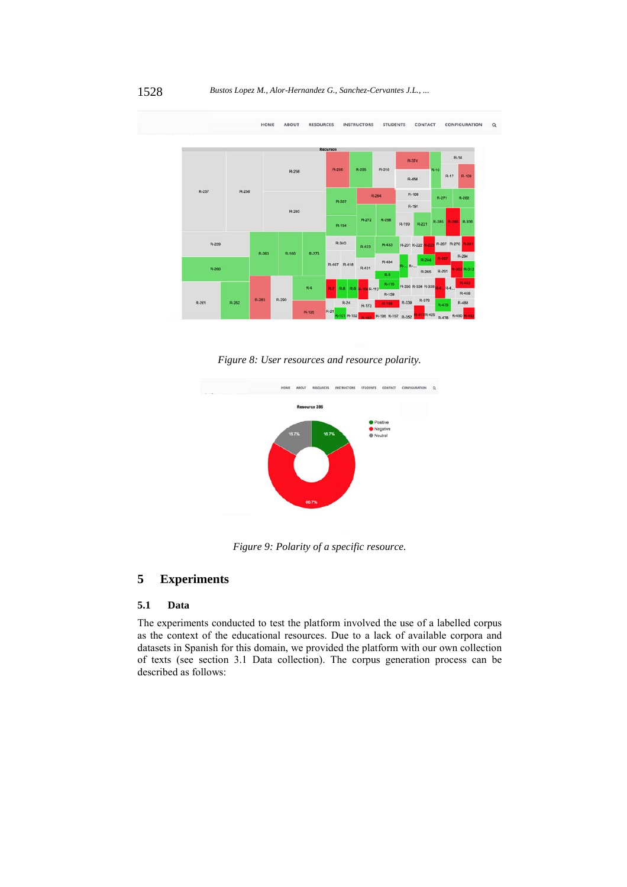*Figure 8: User resources and resource polarity.*

*Figure 9: Polarity of a specific resource.*

# 5 Experiments

## 5.1 Data

The experiments conducted to test the platform involved the use of a labelled corpus as the context of the educational resources. Due to a lack of available corpora and datasets in Spanish for this domain, we provided the platform with our own collection of texts (see section 3.1 Data collection). The corpus generation process can be described as follows: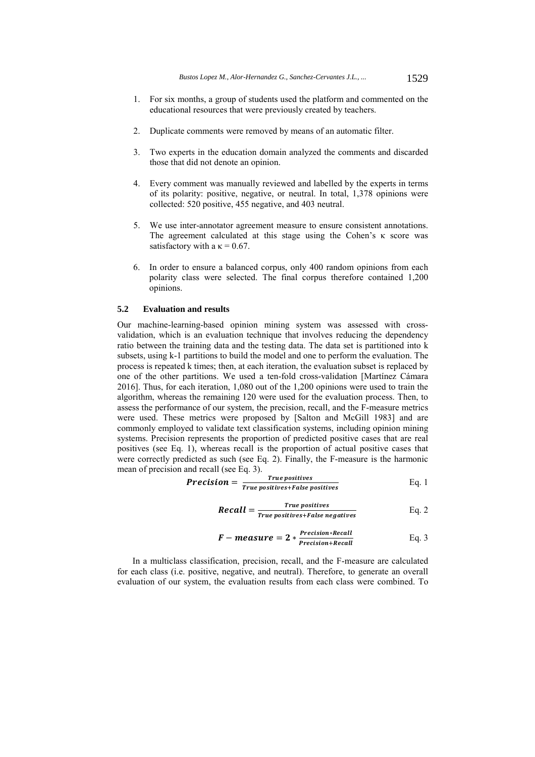1. For six months, a group of students used the platform and commented on the educational resources that were previously created by teachers.

2. Duplicate comments were removed by means of an automatic filter.

3. Two experts in the education domain analyzed the comments and discarded those that did not denote an opinion.

4. Every comment was manually reviewed and labelled by the experts in terms of its polarity: positive, negative, or neutral. In total, 1,378 opinions were collected: 520 positive, 455 negative, and 403 neutral.

5. We use inter-annotator agreement measure to ensure consistent annotations. The agreement calculated at this stage using the Cohen's κ score was satisfactory with a κ = 0.67.

6. In order to ensure a balanced corpus, only 400 random opinions from each polarity class were selected. The final corpus therefore contained 1,200 opinions.

### 5.2 Evaluation and results

Our machine-learning-based opinion mining system was assessed with cross-validation, which is an evaluation technique that involves reducing the dependency ratio between the training data and the testing data. The data set is partitioned into k subsets, using k-1 partitions to build the model and one to perform the evaluation. The process is repeated k times; then, at each iteration, the evaluation subset is replaced by one of the other partitions. We used a ten-fold cross-validation [Martínez Cámara 2016]. Thus, for each iteration, 1,080 out of the 1,200 opinions were used to train the algorithm, whereas the remaining 120 were used for the evaluation process. Then, to assess the performance of our system, the precision, recall, and the F-measure metrics were used. These metrics were proposed by [Salton and McGill 1983] and are commonly employed to validate text classification systems, including opinion mining systems. Precision represents the proportion of predicted positive cases that are real positives (see Eq. 1), whereas recall is the proportion of actual positive cases that were correctly predicted as such (see Eq. 2). Finally, the F-measure is the harmonic mean of precision and recall (see Eq. 3).

$$\boldsymbol{Precision} = \frac{True\ positives}{True\ positives + False\ positives} \quad \text{Eq. 1}$$

$$\boldsymbol{Recall} = \frac{True\ positives}{True\ positives + False\ negatives} \quad \text{Eq. 2}$$

$$\boldsymbol{F-measure} = \boldsymbol{2} * \frac{Precision * Recall}{Precision + Recall} \quad \text{Eq. 3}$$

In a multiclass classification, precision, recall, and the F-measure are calculated for each class (i.e. positive, negative, and neutral). Therefore, to generate an overall evaluation of our system, the evaluation results from each class were combined. To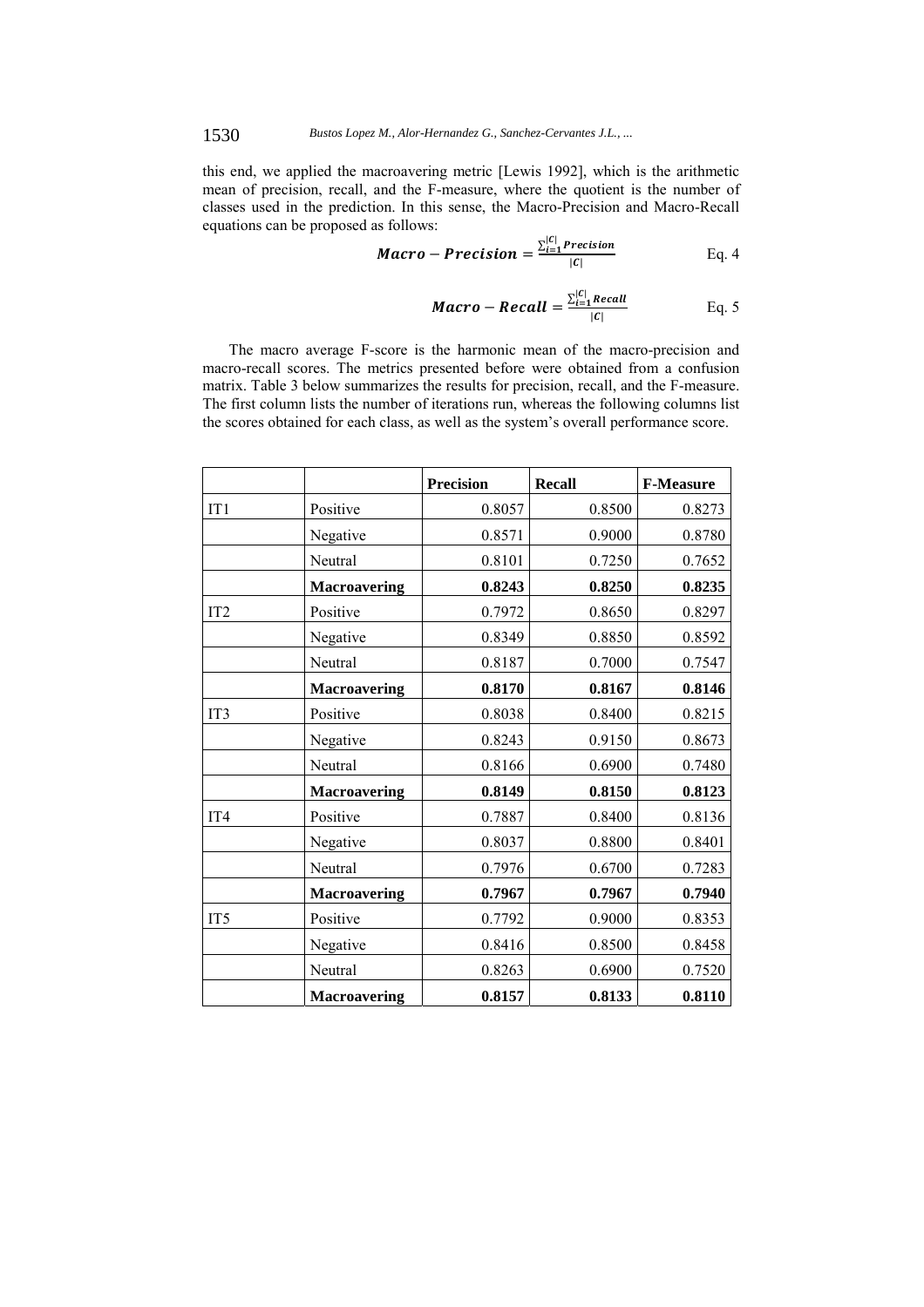this end, we applied the macroavering metric [Lewis 1992], which is the arithmetic mean of precision, recall, and the F-measure, where the quotient is the number of classes used in the prediction. In this sense, the Macro-Precision and Macro-Recall equations can be proposed as follows:

$$\boldsymbol{Macro - Precision} = \frac{\sum_{i=1}^{|C|} \boldsymbol{Precision}}{|C|} \quad \text{Eq. 4}$$

$$\boldsymbol{Macro - Recall} = \frac{\sum_{i=1}^{|C|} \boldsymbol{Recall}}{|C|} \quad \text{Eq. 5}$$

The macro average F-score is the harmonic mean of the macro-precision and macro-recall scores. The metrics presented before were obtained from a confusion matrix. Table 3 below summarizes the results for precision, recall, and the F-measure. The first column lists the number of iterations run, whereas the following columns list the scores obtained for each class, as well as the system's overall performance score.

| | | **Precision** | **Recall** | **F-Measure** |
|---|---|---|---|---|
| IT1 | Positive | 0.8057 | 0.8500 | 0.8273 |
| | Negative | 0.8571 | 0.9000 | 0.8780 |
| | Neutral | 0.8101 | 0.7250 | 0.7652 |
| | **Macroavering** | **0.8243** | **0.8250** | **0.8235** |
| IT2 | Positive | 0.7972 | 0.8650 | 0.8297 |
| | Negative | 0.8349 | 0.8850 | 0.8592 |
| | Neutral | 0.8187 | 0.7000 | 0.7547 |
| | **Macroavering** | **0.8170** | **0.8167** | **0.8146** |
| IT3 | Positive | 0.8038 | 0.8400 | 0.8215 |
| | Negative | 0.8243 | 0.9150 | 0.8673 |
| | Neutral | 0.8166 | 0.6900 | 0.7480 |
| | **Macroavering** | **0.8149** | **0.8150** | **0.8123** |
| IT4 | Positive | 0.7887 | 0.8400 | 0.8136 |
| | Negative | 0.8037 | 0.8800 | 0.8401 |
| | Neutral | 0.7976 | 0.6700 | 0.7283 |
| | **Macroavering** | **0.7967** | **0.7967** | **0.7940** |
| IT5 | Positive | 0.7792 | 0.9000 | 0.8353 |
| | Negative | 0.8416 | 0.8500 | 0.8458 |
| | Neutral | 0.8263 | 0.6900 | 0.7520 |
| | **Macroavering** | **0.8157** | **0.8133** | **0.8110** |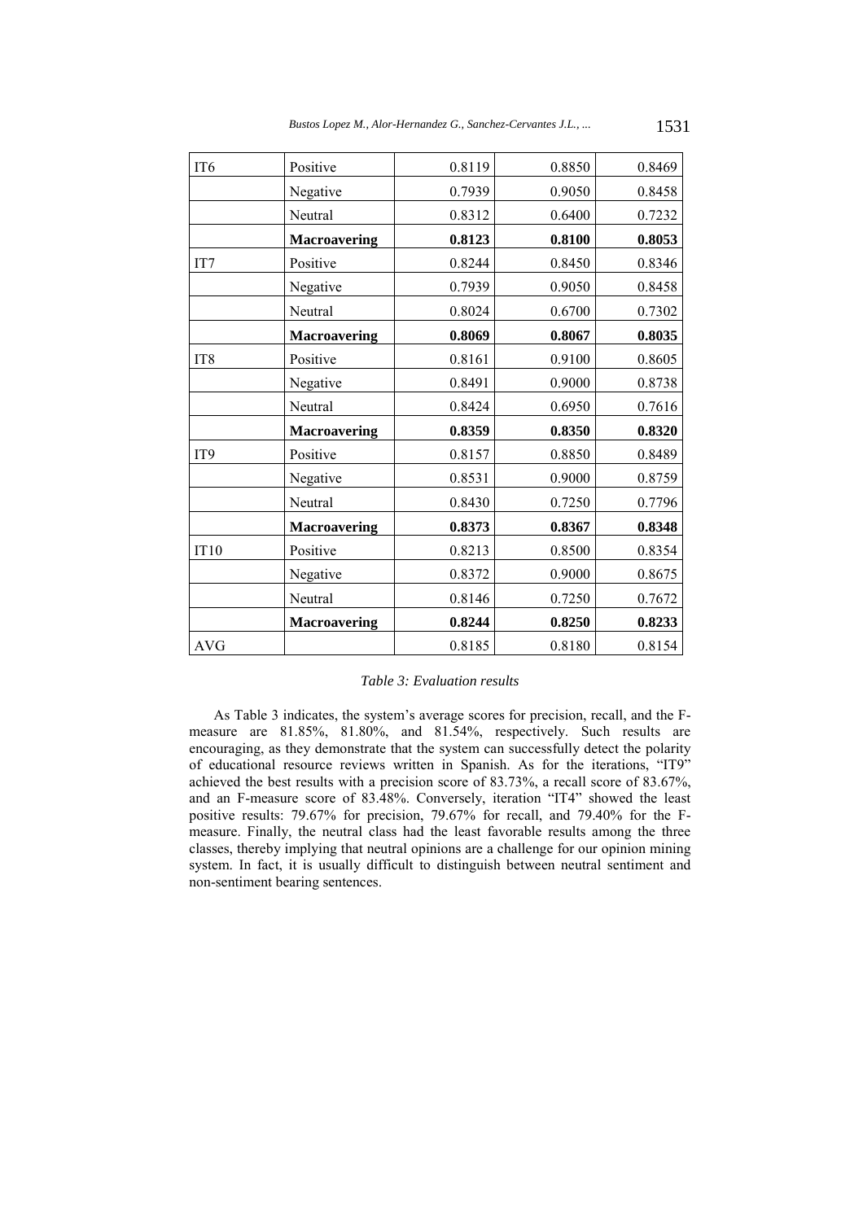| IT6 | Positive | 0.8119 | 0.8850 | 0.8469 |
|---|---|---|---|---|
| | Negative | 0.7939 | 0.9050 | 0.8458 |
| | Neutral | 0.8312 | 0.6400 | 0.7232 |
| | **Macroavering** | **0.8123** | **0.8100** | **0.8053** |
| IT7 | Positive | 0.8244 | 0.8450 | 0.8346 |
| | Negative | 0.7939 | 0.9050 | 0.8458 |
| | Neutral | 0.8024 | 0.6700 | 0.7302 |
| | **Macroavering** | **0.8069** | **0.8067** | **0.8035** |
| IT8 | Positive | 0.8161 | 0.9100 | 0.8605 |
| | Negative | 0.8491 | 0.9000 | 0.8738 |
| | Neutral | 0.8424 | 0.6950 | 0.7616 |
| | **Macroavering** | **0.8359** | **0.8350** | **0.8320** |
| IT9 | Positive | 0.8157 | 0.8850 | 0.8489 |
| | Negative | 0.8531 | 0.9000 | 0.8759 |
| | Neutral | 0.8430 | 0.7250 | 0.7796 |
| | **Macroavering** | **0.8373** | **0.8367** | **0.8348** |
| IT10 | Positive | 0.8213 | 0.8500 | 0.8354 |
| | Negative | 0.8372 | 0.9000 | 0.8675 |
| | Neutral | 0.8146 | 0.7250 | 0.7672 |
| | **Macroavering** | **0.8244** | **0.8250** | **0.8233** |
| AVG | | 0.8185 | 0.8180 | 0.8154 |

*Table 3: Evaluation results*

As Table 3 indicates, the system's average scores for precision, recall, and the F-measure are 81.85%, 81.80%, and 81.54%, respectively. Such results are encouraging, as they demonstrate that the system can successfully detect the polarity of educational resource reviews written in Spanish. As for the iterations, "IT9" achieved the best results with a precision score of 83.73%, a recall score of 83.67%, and an F-measure score of 83.48%. Conversely, iteration "IT4" showed the least positive results: 79.67% for precision, 79.67% for recall, and 79.40% for the F-measure. Finally, the neutral class had the least favorable results among the three classes, thereby implying that neutral opinions are a challenge for our opinion mining system. In fact, it is usually difficult to distinguish between neutral sentiment and non-sentiment bearing sentences.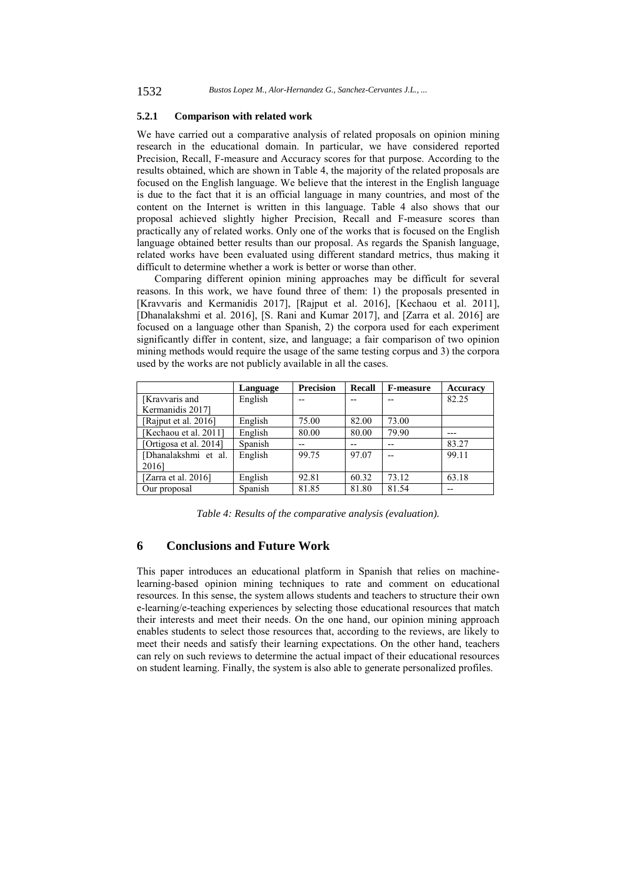#### 5.2.1 Comparison with related work

We have carried out a comparative analysis of related proposals on opinion mining research in the educational domain. In particular, we have considered reported Precision, Recall, F-measure and Accuracy scores for that purpose. According to the results obtained, which are shown in Table 4, the majority of the related proposals are focused on the English language. We believe that the interest in the English language is due to the fact that it is an official language in many countries, and most of the content on the Internet is written in this language. Table 4 also shows that our proposal achieved slightly higher Precision, Recall and F-measure scores than practically any of related works. Only one of the works that is focused on the English language obtained better results than our proposal. As regards the Spanish language, related works have been evaluated using different standard metrics, thus making it difficult to determine whether a work is better or worse than other.

Comparing different opinion mining approaches may be difficult for several reasons. In this work, we have found three of them: 1) the proposals presented in [Kravvaris and Kermanidis 2017], [Rajput et al. 2016], [Kechaou et al. 2011], [Dhanalakshmi et al. 2016], [S. Rani and Kumar 2017], and [Zarra et al. 2016] are focused on a language other than Spanish, 2) the corpora used for each experiment significantly differ in content, size, and language; a fair comparison of two opinion mining methods would require the usage of the same testing corpus and 3) the corpora used by the works are not publicly available in all the cases.

| | Language | Precision | Recall | F-measure | Accuracy |
|---|---|---|---|---|---|
| [Kravvaris and Kermanidis 2017] | English | -- | -- | -- | 82.25 |
| [Rajput et al. 2016] | English | 75.00 | 82.00 | 73.00 | |
| [Kechaou et al. 2011] | English | 80.00 | 80.00 | 79.90 | --- |
| [Ortigosa et al. 2014] | Spanish | -- | -- | -- | 83.27 |
| [Dhanalakshmi et al. 2016] | English | 99.75 | 97.07 | -- | 99.11 |
| [Zarra et al. 2016] | English | 92.81 | 60.32 | 73.12 | 63.18 |
| Our proposal | Spanish | 81.85 | 81.80 | 81.54 | -- |

*Table 4: Results of the comparative analysis (evaluation).*

## 6 Conclusions and Future Work

This paper introduces an educational platform in Spanish that relies on machine-learning-based opinion mining techniques to rate and comment on educational resources. In this sense, the system allows students and teachers to structure their own e-learning/e-teaching experiences by selecting those educational resources that match their interests and meet their needs. On the one hand, our opinion mining approach enables students to select those resources that, according to the reviews, are likely to meet their needs and satisfy their learning expectations. On the other hand, teachers can rely on such reviews to determine the actual impact of their educational resources on student learning. Finally, the system is also able to generate personalized profiles.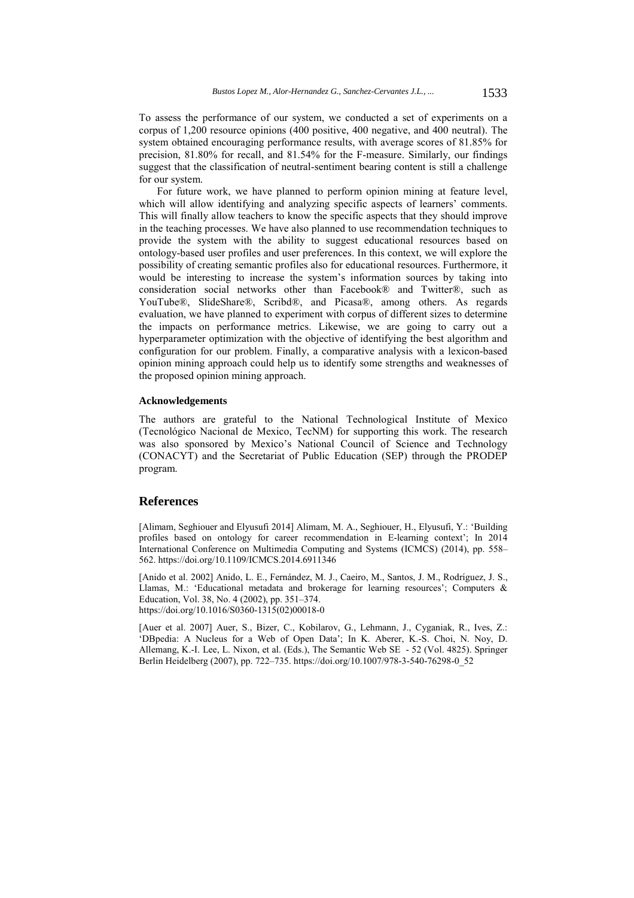To assess the performance of our system, we conducted a set of experiments on a corpus of 1,200 resource opinions (400 positive, 400 negative, and 400 neutral). The system obtained encouraging performance results, with average scores of 81.85% for precision, 81.80% for recall, and 81.54% for the F-measure. Similarly, our findings suggest that the classification of neutral-sentiment bearing content is still a challenge for our system.

For future work, we have planned to perform opinion mining at feature level, which will allow identifying and analyzing specific aspects of learners' comments. This will finally allow teachers to know the specific aspects that they should improve in the teaching processes. We have also planned to use recommendation techniques to provide the system with the ability to suggest educational resources based on ontology-based user profiles and user preferences. In this context, we will explore the possibility of creating semantic profiles also for educational resources. Furthermore, it would be interesting to increase the system's information sources by taking into consideration social networks other than Facebook® and Twitter®, such as YouTube®, SlideShare®, Scribd®, and Picasa®, among others. As regards evaluation, we have planned to experiment with corpus of different sizes to determine the impacts on performance metrics. Likewise, we are going to carry out a hyperparameter optimization with the objective of identifying the best algorithm and configuration for our problem. Finally, a comparative analysis with a lexicon-based opinion mining approach could help us to identify some strengths and weaknesses of the proposed opinion mining approach.

### Acknowledgements

The authors are grateful to the National Technological Institute of Mexico (Tecnológico Nacional de Mexico, TecNM) for supporting this work. The research was also sponsored by Mexico's National Council of Science and Technology (CONACYT) and the Secretariat of Public Education (SEP) through the PRODEP program.

## References

[Alimam, Seghiouer and Elyusufi 2014] Alimam, M. A., Seghiouer, H., Elyusufi, Y.: 'Building profiles based on ontology for career recommendation in E-learning context'; In 2014 International Conference on Multimedia Computing and Systems (ICMCS) (2014), pp. 558–562. https://doi.org/10.1109/ICMCS.2014.6911346

[Anido et al. 2002] Anido, L. E., Fernández, M. J., Caeiro, M., Santos, J. M., Rodríguez, J. S., Llamas, M.: 'Educational metadata and brokerage for learning resources'; Computers & Education, Vol. 38, No. 4 (2002), pp. 351–374. https://doi.org/10.1016/S0360-1315(02)00018-0

[Auer et al. 2007] Auer, S., Bizer, C., Kobilarov, G., Lehmann, J., Cyganiak, R., Ives, Z.: 'DBpedia: A Nucleus for a Web of Open Data'; In K. Aberer, K.-S. Choi, N. Noy, D. Allemang, K.-I. Lee, L. Nixon, et al. (Eds.), The Semantic Web SE - 52 (Vol. 4825). Springer Berlin Heidelberg (2007), pp. 722–735. https://doi.org/10.1007/978-3-540-76298-0_52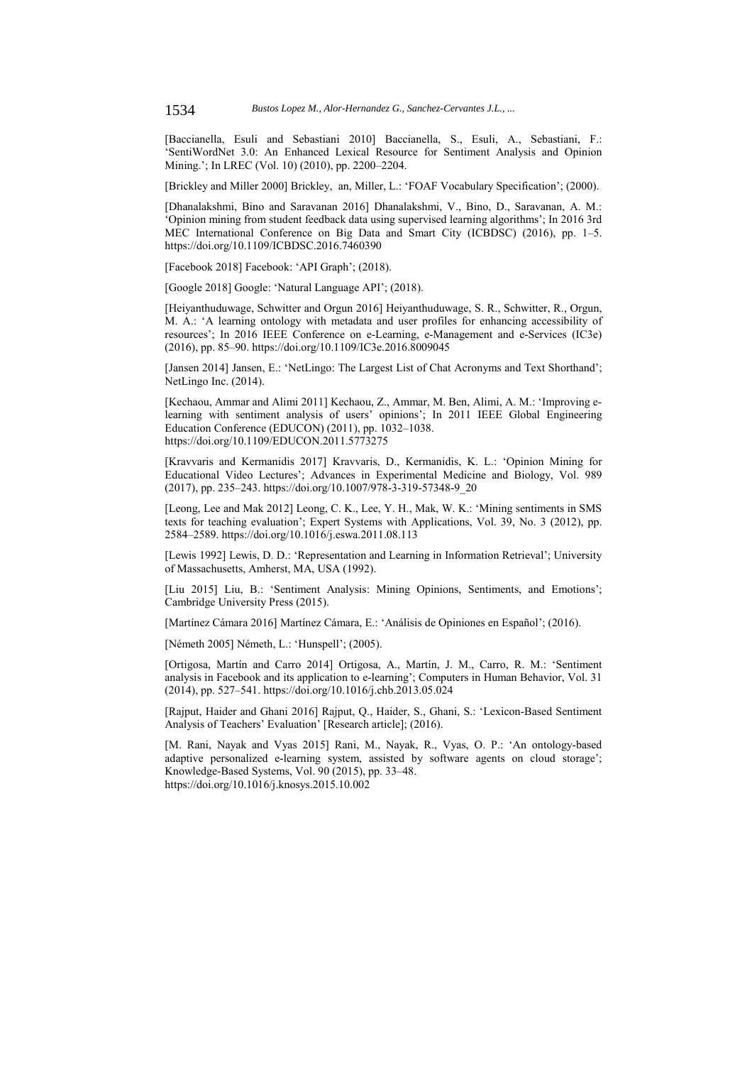[Baccianella, Esuli and Sebastiani 2010] Baccianella, S., Esuli, A., Sebastiani, F.: 'SentiWordNet 3.0: An Enhanced Lexical Resource for Sentiment Analysis and Opinion Mining.'; In LREC (Vol. 10) (2010), pp. 2200–2204.

[Brickley and Miller 2000] Brickley, an, Miller, L.: 'FOAF Vocabulary Specification'; (2000).

[Dhanalakshmi, Bino and Saravanan 2016] Dhanalakshmi, V., Bino, D., Saravanan, A. M.: 'Opinion mining from student feedback data using supervised learning algorithms'; In 2016 3rd MEC International Conference on Big Data and Smart City (ICBDSC) (2016), pp. 1–5. https://doi.org/10.1109/ICBDSC.2016.7460390

[Facebook 2018] Facebook: 'API Graph'; (2018).

[Google 2018] Google: 'Natural Language API'; (2018).

[Heiyanthuduwage, Schwitter and Orgun 2016] Heiyanthuduwage, S. R., Schwitter, R., Orgun, M. A.: 'A learning ontology with metadata and user profiles for enhancing accessibility of resources'; In 2016 IEEE Conference on e-Learning, e-Management and e-Services (IC3e) (2016), pp. 85–90. https://doi.org/10.1109/IC3e.2016.8009045

[Jansen 2014] Jansen, E.: 'NetLingo: The Largest List of Chat Acronyms and Text Shorthand'; NetLingo Inc. (2014).

[Kechaou, Ammar and Alimi 2011] Kechaou, Z., Ammar, M. Ben, Alimi, A. M.: 'Improving e-learning with sentiment analysis of users' opinions'; In 2011 IEEE Global Engineering Education Conference (EDUCON) (2011), pp. 1032–1038. https://doi.org/10.1109/EDUCON.2011.5773275

[Kravvaris and Kermanidis 2017] Kravvaris, D., Kermanidis, K. L.: 'Opinion Mining for Educational Video Lectures'; Advances in Experimental Medicine and Biology, Vol. 989 (2017), pp. 235–243. https://doi.org/10.1007/978-3-319-57348-9_20

[Leong, Lee and Mak 2012] Leong, C. K., Lee, Y. H., Mak, W. K.: 'Mining sentiments in SMS texts for teaching evaluation'; Expert Systems with Applications, Vol. 39, No. 3 (2012), pp. 2584–2589. https://doi.org/10.1016/j.eswa.2011.08.113

[Lewis 1992] Lewis, D. D.: 'Representation and Learning in Information Retrieval'; University of Massachusetts, Amherst, MA, USA (1992).

[Liu 2015] Liu, B.: 'Sentiment Analysis: Mining Opinions, Sentiments, and Emotions'; Cambridge University Press (2015).

[Martínez Cámara 2016] Martínez Cámara, E.: 'Análisis de Opiniones en Español'; (2016).

[Németh 2005] Németh, L.: 'Hunspell'; (2005).

[Ortigosa, Martín and Carro 2014] Ortigosa, A., Martín, J. M., Carro, R. M.: 'Sentiment analysis in Facebook and its application to e-learning'; Computers in Human Behavior, Vol. 31 (2014), pp. 527–541. https://doi.org/10.1016/j.chb.2013.05.024

[Rajput, Haider and Ghani 2016] Rajput, Q., Haider, S., Ghani, S.: 'Lexicon-Based Sentiment Analysis of Teachers' Evaluation' [Research article]; (2016).

[M. Rani, Nayak and Vyas 2015] Rani, M., Nayak, R., Vyas, O. P.: 'An ontology-based adaptive personalized e-learning system, assisted by software agents on cloud storage'; Knowledge-Based Systems, Vol. 90 (2015), pp. 33–48. https://doi.org/10.1016/j.knosys.2015.10.002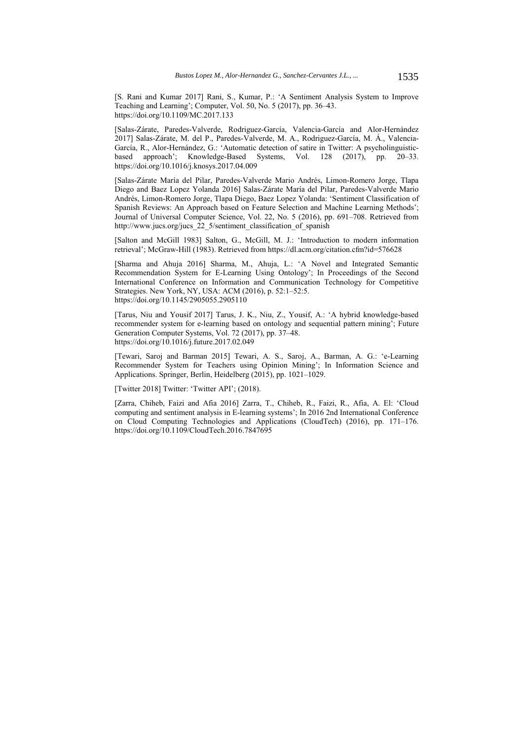[S. Rani and Kumar 2017] Rani, S., Kumar, P.: 'A Sentiment Analysis System to Improve Teaching and Learning'; Computer, Vol. 50, No. 5 (2017), pp. 36–43. https://doi.org/10.1109/MC.2017.133

[Salas-Zárate, Paredes-Valverde, Rodriguez-García, Valencia-García and Alor-Hernández 2017] Salas-Zárate, M. del P., Paredes-Valverde, M. A., Rodriguez-García, M. Á., Valencia-García, R., Alor-Hernández, G.: 'Automatic detection of satire in Twitter: A psycholinguistic-based approach'; Knowledge-Based Systems, Vol. 128 (2017), pp. 20–33. https://doi.org/10.1016/j.knosys.2017.04.009

[Salas-Zárate María del Pilar, Paredes-Valverde Mario Andrés, Limon-Romero Jorge, Tlapa Diego and Baez Lopez Yolanda 2016] Salas-Zárate María del Pilar, Paredes-Valverde Mario Andrés, Limon-Romero Jorge, Tlapa Diego, Baez Lopez Yolanda: 'Sentiment Classification of Spanish Reviews: An Approach based on Feature Selection and Machine Learning Methods'; Journal of Universal Computer Science, Vol. 22, No. 5 (2016), pp. 691–708. Retrieved from http://www.jucs.org/jucs_22_5/sentiment_classification_of_spanish

[Salton and McGill 1983] Salton, G., McGill, M. J.: 'Introduction to modern information retrieval'; McGraw-Hill (1983). Retrieved from https://dl.acm.org/citation.cfm?id=576628

[Sharma and Ahuja 2016] Sharma, M., Ahuja, L.: 'A Novel and Integrated Semantic Recommendation System for E-Learning Using Ontology'; In Proceedings of the Second International Conference on Information and Communication Technology for Competitive Strategies. New York, NY, USA: ACM (2016), p. 52:1–52:5. https://doi.org/10.1145/2905055.2905110

[Tarus, Niu and Yousif 2017] Tarus, J. K., Niu, Z., Yousif, A.: 'A hybrid knowledge-based recommender system for e-learning based on ontology and sequential pattern mining'; Future Generation Computer Systems, Vol. 72 (2017), pp. 37–48. https://doi.org/10.1016/j.future.2017.02.049

[Tewari, Saroj and Barman 2015] Tewari, A. S., Saroj, A., Barman, A. G.: 'e-Learning Recommender System for Teachers using Opinion Mining'; In Information Science and Applications. Springer, Berlin, Heidelberg (2015), pp. 1021–1029.

[Twitter 2018] Twitter: 'Twitter API'; (2018).

[Zarra, Chiheb, Faizi and Afia 2016] Zarra, T., Chiheb, R., Faizi, R., Afia, A. El: 'Cloud computing and sentiment analysis in E-learning systems'; In 2016 2nd International Conference on Cloud Computing Technologies and Applications (CloudTech) (2016), pp. 171–176. https://doi.org/10.1109/CloudTech.2016.7847695